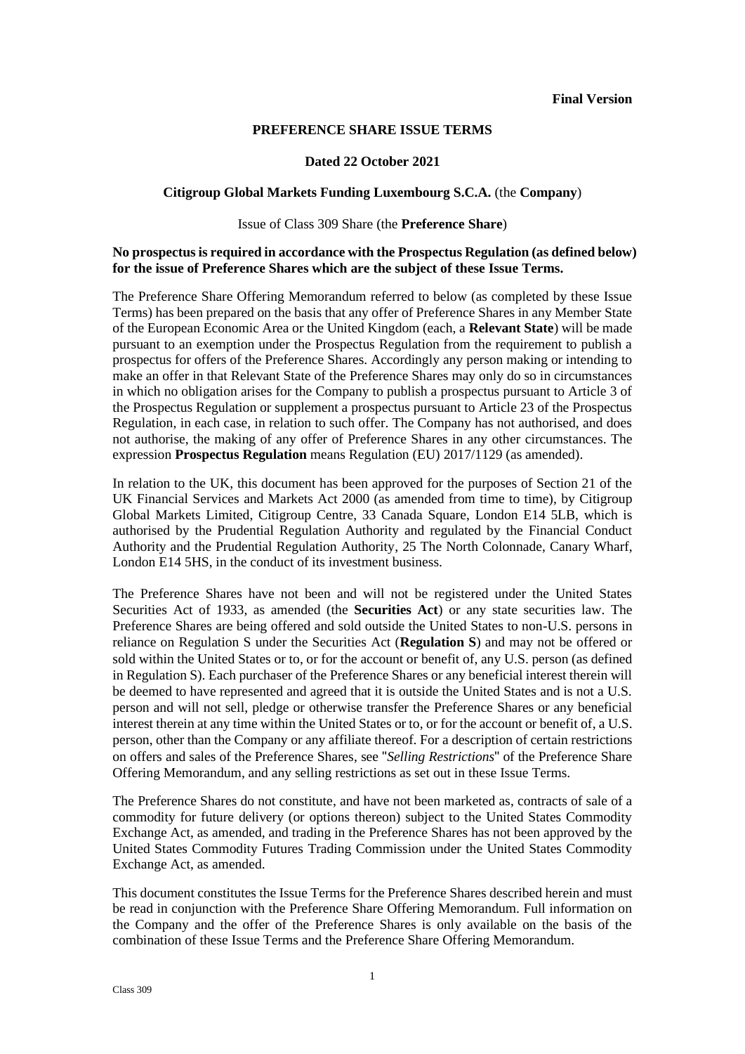**Final Version**

**PREFERENCE SHARE ISSUE TERMS**

**Dated 22 October 2021**

**Citigroup Global Markets Funding Luxembourg S.C.A.** (the **Company**)

Issue of Class 309 Share (the **Preference Share**)

**No prospectus is required in accordance with the Prospectus Regulation (as defined below) for the issue of Preference Shares which are the subject of these Issue Terms.**

The Preference Share Offering Memorandum referred to below (as completed by these Issue Terms) has been prepared on the basis that any offer of Preference Shares in any Member State of the European Economic Area or the United Kingdom (each, a **Relevant State**) will be made pursuant to an exemption under the Prospectus Regulation from the requirement to publish a prospectus for offers of the Preference Shares. Accordingly any person making or intending to make an offer in that Relevant State of the Preference Shares may only do so in circumstances in which no obligation arises for the Company to publish a prospectus pursuant to Article 3 of the Prospectus Regulation or supplement a prospectus pursuant to Article 23 of the Prospectus Regulation, in each case, in relation to such offer. The Company has not authorised, and does not authorise, the making of any offer of Preference Shares in any other circumstances. The expression **Prospectus Regulation** means Regulation (EU) 2017/1129 (as amended).

In relation to the UK, this document has been approved for the purposes of Section 21 of the UK Financial Services and Markets Act 2000 (as amended from time to time), by Citigroup Global Markets Limited, Citigroup Centre, 33 Canada Square, London E14 5LB, which is authorised by the Prudential Regulation Authority and regulated by the Financial Conduct Authority and the Prudential Regulation Authority, 25 The North Colonnade, Canary Wharf, London E14 5HS, in the conduct of its investment business.

The Preference Shares have not been and will not be registered under the United States Securities Act of 1933, as amended (the **Securities Act**) or any state securities law. The Preference Shares are being offered and sold outside the United States to non-U.S. persons in reliance on Regulation S under the Securities Act (**Regulation S**) and may not be offered or sold within the United States or to, or for the account or benefit of, any U.S. person (as defined in Regulation S). Each purchaser of the Preference Shares or any beneficial interest therein will be deemed to have represented and agreed that it is outside the United States and is not a U.S. person and will not sell, pledge or otherwise transfer the Preference Shares or any beneficial interest therein at any time within the United States or to, or for the account or benefit of, a U.S. person, other than the Company or any affiliate thereof. For a description of certain restrictions on offers and sales of the Preference Shares, see "*Selling Restrictions*" of the Preference Share Offering Memorandum, and any selling restrictions as set out in these Issue Terms.

The Preference Shares do not constitute, and have not been marketed as, contracts of sale of a commodity for future delivery (or options thereon) subject to the United States Commodity Exchange Act, as amended, and trading in the Preference Shares has not been approved by the United States Commodity Futures Trading Commission under the United States Commodity Exchange Act, as amended.

This document constitutes the Issue Terms for the Preference Shares described herein and must be read in conjunction with the Preference Share Offering Memorandum. Full information on the Company and the offer of the Preference Shares is only available on the basis of the combination of these Issue Terms and the Preference Share Offering Memorandum.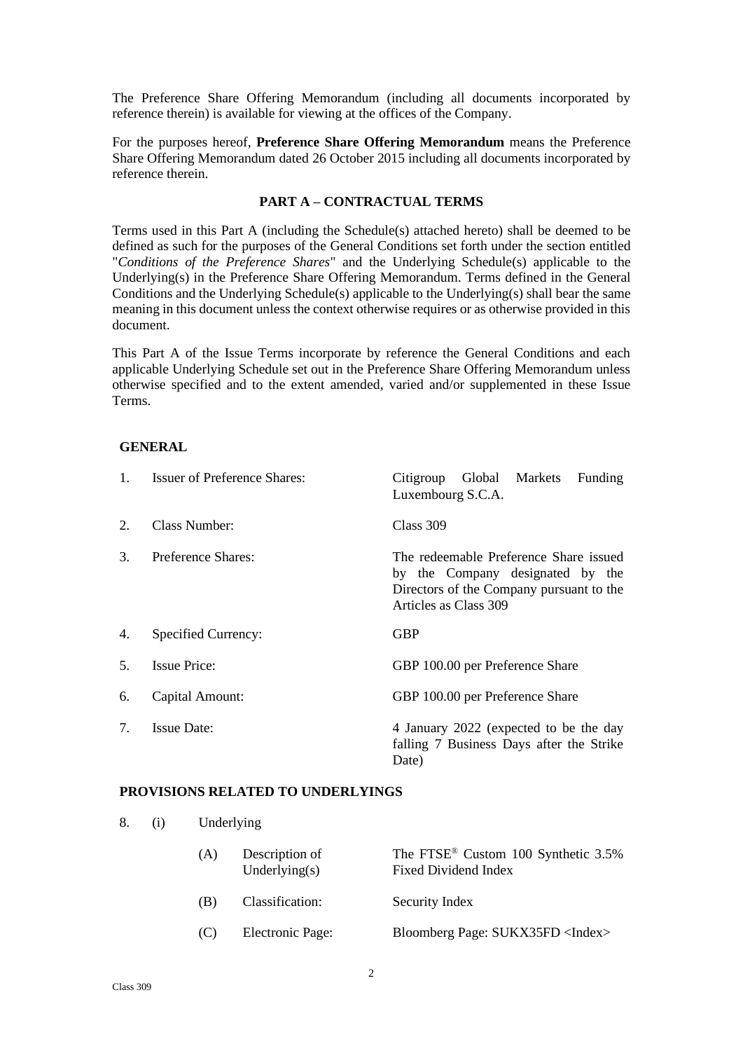The Preference Share Offering Memorandum (including all documents incorporated by reference therein) is available for viewing at the offices of the Company.

For the purposes hereof, **Preference Share Offering Memorandum** means the Preference Share Offering Memorandum dated 26 October 2015 including all documents incorporated by reference therein.

## PART A – CONTRACTUAL TERMS

Terms used in this Part A (including the Schedule(s) attached hereto) shall be deemed to be defined as such for the purposes of the General Conditions set forth under the section entitled "*Conditions of the Preference Shares*" and the Underlying Schedule(s) applicable to the Underlying(s) in the Preference Share Offering Memorandum. Terms defined in the General Conditions and the Underlying Schedule(s) applicable to the Underlying(s) shall bear the same meaning in this document unless the context otherwise requires or as otherwise provided in this document.

This Part A of the Issue Terms incorporate by reference the General Conditions and each applicable Underlying Schedule set out in the Preference Share Offering Memorandum unless otherwise specified and to the extent amended, varied and/or supplemented in these Issue Terms.

### GENERAL

| | | |
|---|---|---|
| 1. | Issuer of Preference Shares: | Citigroup Global Markets Funding Luxembourg S.C.A. |
| 2. | Class Number: | Class 309 |
| 3. | Preference Shares: | The redeemable Preference Share issued by the Company designated by the Directors of the Company pursuant to the Articles as Class 309 |
| 4. | Specified Currency: | GBP |
| 5. | Issue Price: | GBP 100.00 per Preference Share |
| 6. | Capital Amount: | GBP 100.00 per Preference Share |
| 7. | Issue Date: | 4 January 2022 (expected to be the day falling 7 Business Days after the Strike Date) |

### PROVISIONS RELATED TO UNDERLYINGS

8. (i) Underlying

| | | |
|---|---|---|
| (A) | Description of Underlying(s) | The FTSE® Custom 100 Synthetic 3.5% Fixed Dividend Index |
| (B) | Classification: | Security Index |
| (C) | Electronic Page: | Bloomberg Page: SUKX35FD <Index> |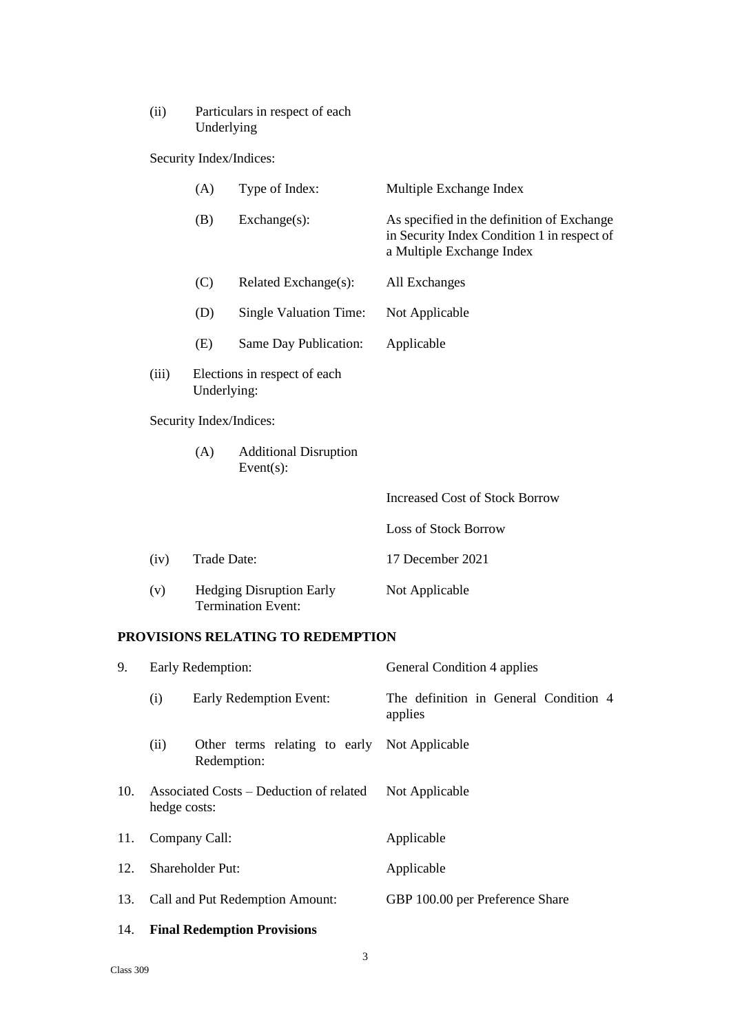(ii) Particulars in respect of each Underlying

Security Index/Indices:

| | | |
|---|---|---|
| (A) | Type of Index: | Multiple Exchange Index |
| (B) | Exchange(s): | As specified in the definition of Exchange in Security Index Condition 1 in respect of a Multiple Exchange Index |
| (C) | Related Exchange(s): | All Exchanges |
| (D) | Single Valuation Time: | Not Applicable |
| (E) | Same Day Publication: | Applicable |

(iii) Elections in respect of each Underlying:

Security Index/Indices:

(A) Additional Disruption Event(s):

Increased Cost of Stock Borrow

Loss of Stock Borrow

| | | |
|---|---|---|
| (iv) | Trade Date: | 17 December 2021 |
| (v) | Hedging Disruption Early Termination Event: | Not Applicable |

**PROVISIONS RELATING TO REDEMPTION**

| | | |
|---|---|---|
| 9. | Early Redemption: | General Condition 4 applies |
| | (i) Early Redemption Event: | The definition in General Condition 4 applies |
| | (ii) Other terms relating to early Redemption: | Not Applicable |
| 10. | Associated Costs – Deduction of related hedge costs: | Not Applicable |
| 11. | Company Call: | Applicable |
| 12. | Shareholder Put: | Applicable |
| 13. | Call and Put Redemption Amount: | GBP 100.00 per Preference Share |

14. **Final Redemption Provisions**

Class 309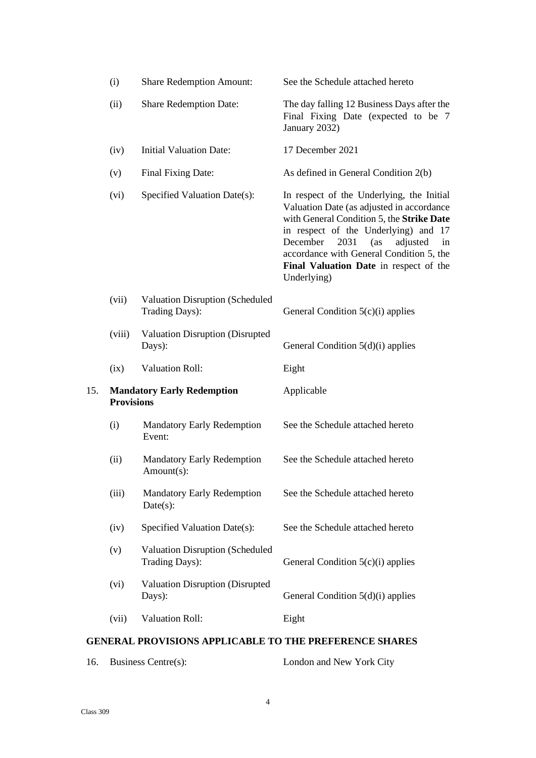| | | | |
|---|---|---|---|
| | (i) | Share Redemption Amount: | See the Schedule attached hereto |
| | (ii) | Share Redemption Date: | The day falling 12 Business Days after the Final Fixing Date (expected to be 7 January 2032) |
| | (iv) | Initial Valuation Date: | 17 December 2021 |
| | (v) | Final Fixing Date: | As defined in General Condition 2(b) |
| | (vi) | Specified Valuation Date(s): | In respect of the Underlying, the Initial Valuation Date (as adjusted in accordance with General Condition 5, the **Strike Date** in respect of the Underlying) and 17 December 2031 (as adjusted in accordance with General Condition 5, the **Final Valuation Date** in respect of the Underlying) |
| | (vii) | Valuation Disruption (Scheduled Trading Days): | General Condition 5(c)(i) applies |
| | (viii) | Valuation Disruption (Disrupted Days): | General Condition 5(d)(i) applies |
| | (ix) | Valuation Roll: | Eight |
| 15. | **Mandatory Early Redemption Provisions** | | Applicable |
| | (i) | Mandatory Early Redemption Event: | See the Schedule attached hereto |
| | (ii) | Mandatory Early Redemption Amount(s): | See the Schedule attached hereto |
| | (iii) | Mandatory Early Redemption Date(s): | See the Schedule attached hereto |
| | (iv) | Specified Valuation Date(s): | See the Schedule attached hereto |
| | (v) | Valuation Disruption (Scheduled Trading Days): | General Condition 5(c)(i) applies |
| | (vi) | Valuation Disruption (Disrupted Days): | General Condition 5(d)(i) applies |
| | (vii) | Valuation Roll: | Eight |

## GENERAL PROVISIONS APPLICABLE TO THE PREFERENCE SHARES

| | | |
|---|---|---|
| 16. | Business Centre(s): | London and New York City |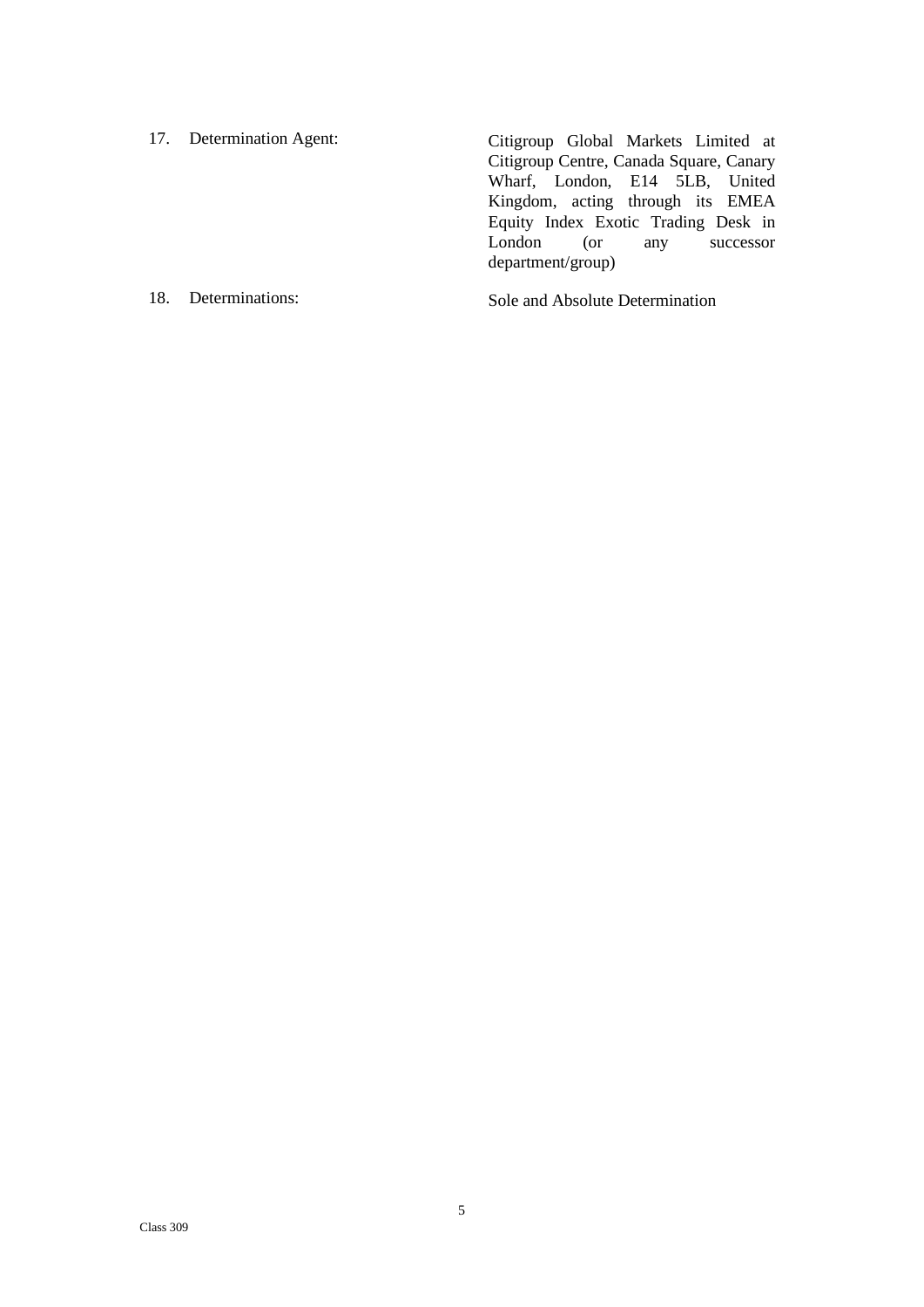| | | |
|---|---|---|
| 17. | Determination Agent: | Citigroup Global Markets Limited at Citigroup Centre, Canada Square, Canary Wharf, London, E14 5LB, United Kingdom, acting through its EMEA Equity Index Exotic Trading Desk in London (or any successor department/group) |
| 18. | Determinations: | Sole and Absolute Determination |

Class 309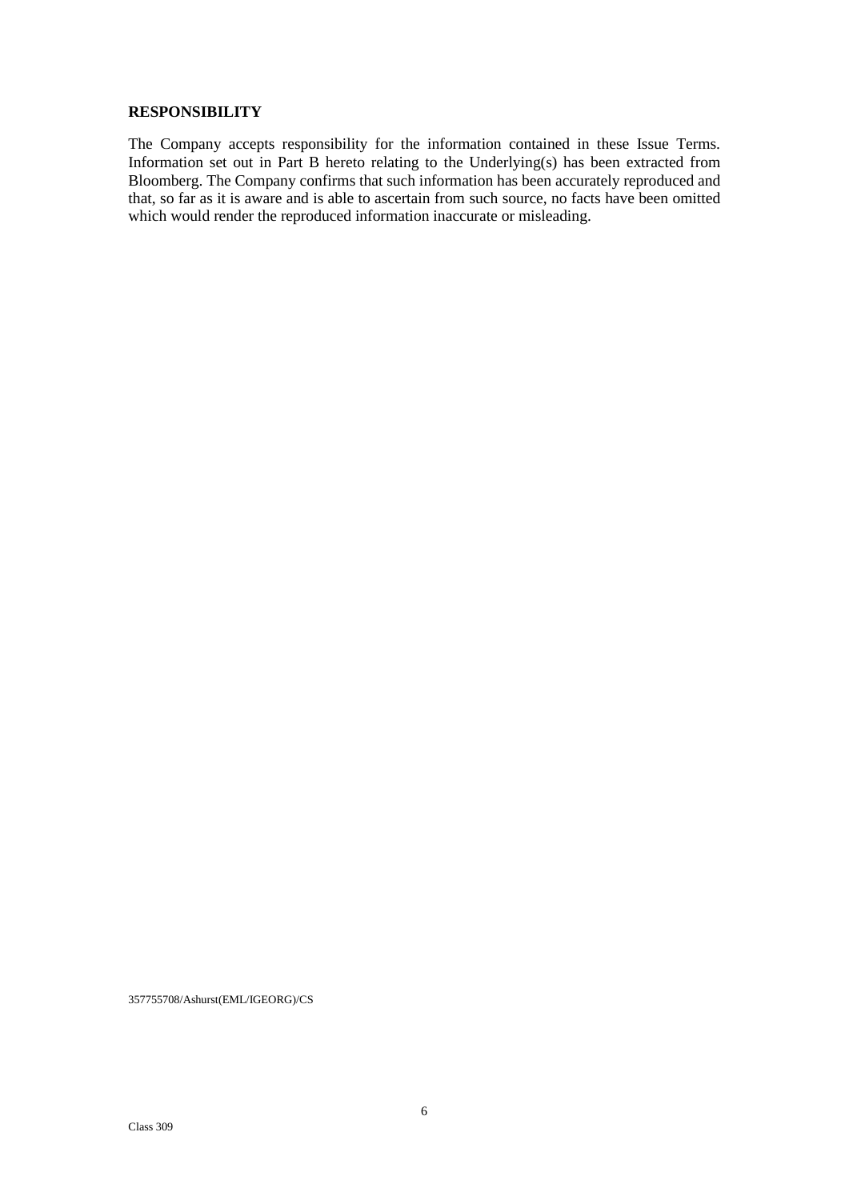**RESPONSIBILITY**

The Company accepts responsibility for the information contained in these Issue Terms. Information set out in Part B hereto relating to the Underlying(s) has been extracted from Bloomberg. The Company confirms that such information has been accurately reproduced and that, so far as it is aware and is able to ascertain from such source, no facts have been omitted which would render the reproduced information inaccurate or misleading.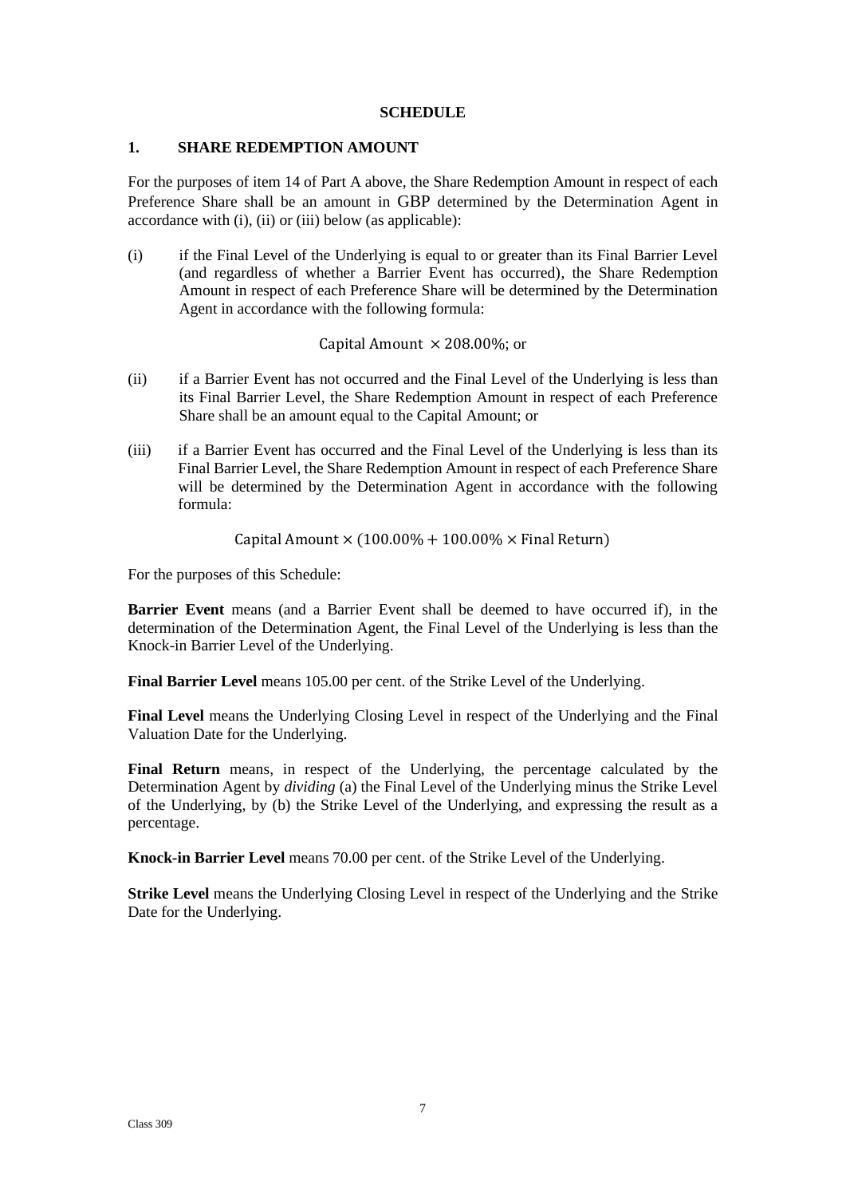**SCHEDULE**

## 1. SHARE REDEMPTION AMOUNT

For the purposes of item 14 of Part A above, the Share Redemption Amount in respect of each Preference Share shall be an amount in GBP determined by the Determination Agent in accordance with (i), (ii) or (iii) below (as applicable):

(i) if the Final Level of the Underlying is equal to or greater than its Final Barrier Level (and regardless of whether a Barrier Event has occurred), the Share Redemption Amount in respect of each Preference Share will be determined by the Determination Agent in accordance with the following formula:

$$\text{Capital Amount} \times 208.00\%\text{; or}$$

(ii) if a Barrier Event has not occurred and the Final Level of the Underlying is less than its Final Barrier Level, the Share Redemption Amount in respect of each Preference Share shall be an amount equal to the Capital Amount; or

(iii) if a Barrier Event has occurred and the Final Level of the Underlying is less than its Final Barrier Level, the Share Redemption Amount in respect of each Preference Share will be determined by the Determination Agent in accordance with the following formula:

$$\text{Capital Amount} \times (100.00\% + 100.00\% \times \text{Final Return})$$

For the purposes of this Schedule:

**Barrier Event** means (and a Barrier Event shall be deemed to have occurred if), in the determination of the Determination Agent, the Final Level of the Underlying is less than the Knock-in Barrier Level of the Underlying.

**Final Barrier Level** means 105.00 per cent. of the Strike Level of the Underlying.

**Final Level** means the Underlying Closing Level in respect of the Underlying and the Final Valuation Date for the Underlying.

**Final Return** means, in respect of the Underlying, the percentage calculated by the Determination Agent by *dividing* (a) the Final Level of the Underlying minus the Strike Level of the Underlying, by (b) the Strike Level of the Underlying, and expressing the result as a percentage.

**Knock-in Barrier Level** means 70.00 per cent. of the Strike Level of the Underlying.

**Strike Level** means the Underlying Closing Level in respect of the Underlying and the Strike Date for the Underlying.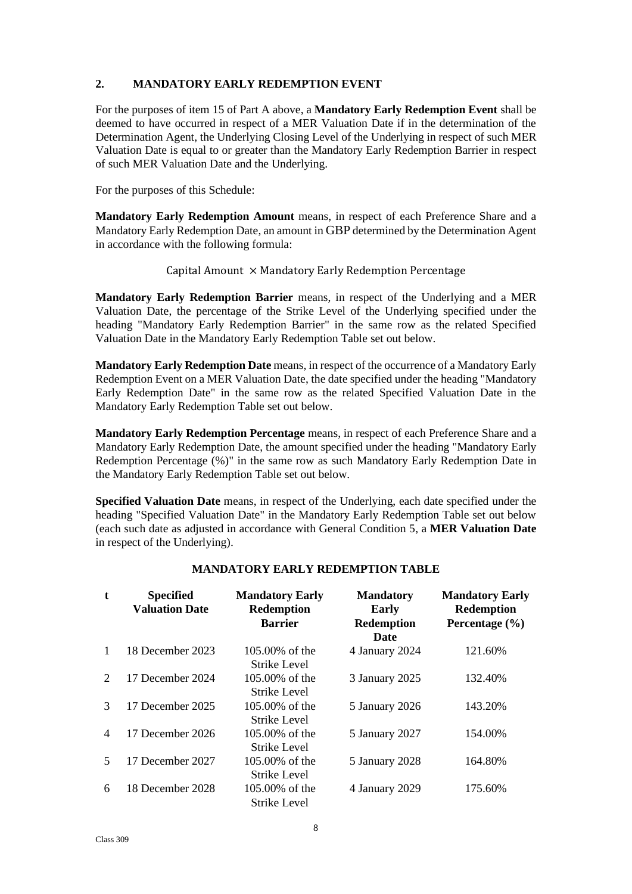## 2. MANDATORY EARLY REDEMPTION EVENT

For the purposes of item 15 of Part A above, a **Mandatory Early Redemption Event** shall be deemed to have occurred in respect of a MER Valuation Date if in the determination of the Determination Agent, the Underlying Closing Level of the Underlying in respect of such MER Valuation Date is equal to or greater than the Mandatory Early Redemption Barrier in respect of such MER Valuation Date and the Underlying.

For the purposes of this Schedule:

**Mandatory Early Redemption Amount** means, in respect of each Preference Share and a Mandatory Early Redemption Date, an amount in GBP determined by the Determination Agent in accordance with the following formula:

$$\text{Capital Amount} \times \text{Mandatory Early Redemption Percentage}$$

**Mandatory Early Redemption Barrier** means, in respect of the Underlying and a MER Valuation Date, the percentage of the Strike Level of the Underlying specified under the heading "Mandatory Early Redemption Barrier" in the same row as the related Specified Valuation Date in the Mandatory Early Redemption Table set out below.

**Mandatory Early Redemption Date** means, in respect of the occurrence of a Mandatory Early Redemption Event on a MER Valuation Date, the date specified under the heading "Mandatory Early Redemption Date" in the same row as the related Specified Valuation Date in the Mandatory Early Redemption Table set out below.

**Mandatory Early Redemption Percentage** means, in respect of each Preference Share and a Mandatory Early Redemption Date, the amount specified under the heading "Mandatory Early Redemption Percentage (%)" in the same row as such Mandatory Early Redemption Date in the Mandatory Early Redemption Table set out below.

**Specified Valuation Date** means, in respect of the Underlying, each date specified under the heading "Specified Valuation Date" in the Mandatory Early Redemption Table set out below (each such date as adjusted in accordance with General Condition 5, a **MER Valuation Date** in respect of the Underlying).

**MANDATORY EARLY REDEMPTION TABLE**

| t | Specified Valuation Date | Mandatory Early Redemption Barrier | Mandatory Early Redemption Date | Mandatory Early Redemption Percentage (%) |
|---|---|---|---|---|
| 1 | 18 December 2023 | 105.00% of the Strike Level | 4 January 2024 | 121.60% |
| 2 | 17 December 2024 | 105.00% of the Strike Level | 3 January 2025 | 132.40% |
| 3 | 17 December 2025 | 105.00% of the Strike Level | 5 January 2026 | 143.20% |
| 4 | 17 December 2026 | 105.00% of the Strike Level | 5 January 2027 | 154.00% |
| 5 | 17 December 2027 | 105.00% of the Strike Level | 5 January 2028 | 164.80% |
| 6 | 18 December 2028 | 105.00% of the Strike Level | 4 January 2029 | 175.60% |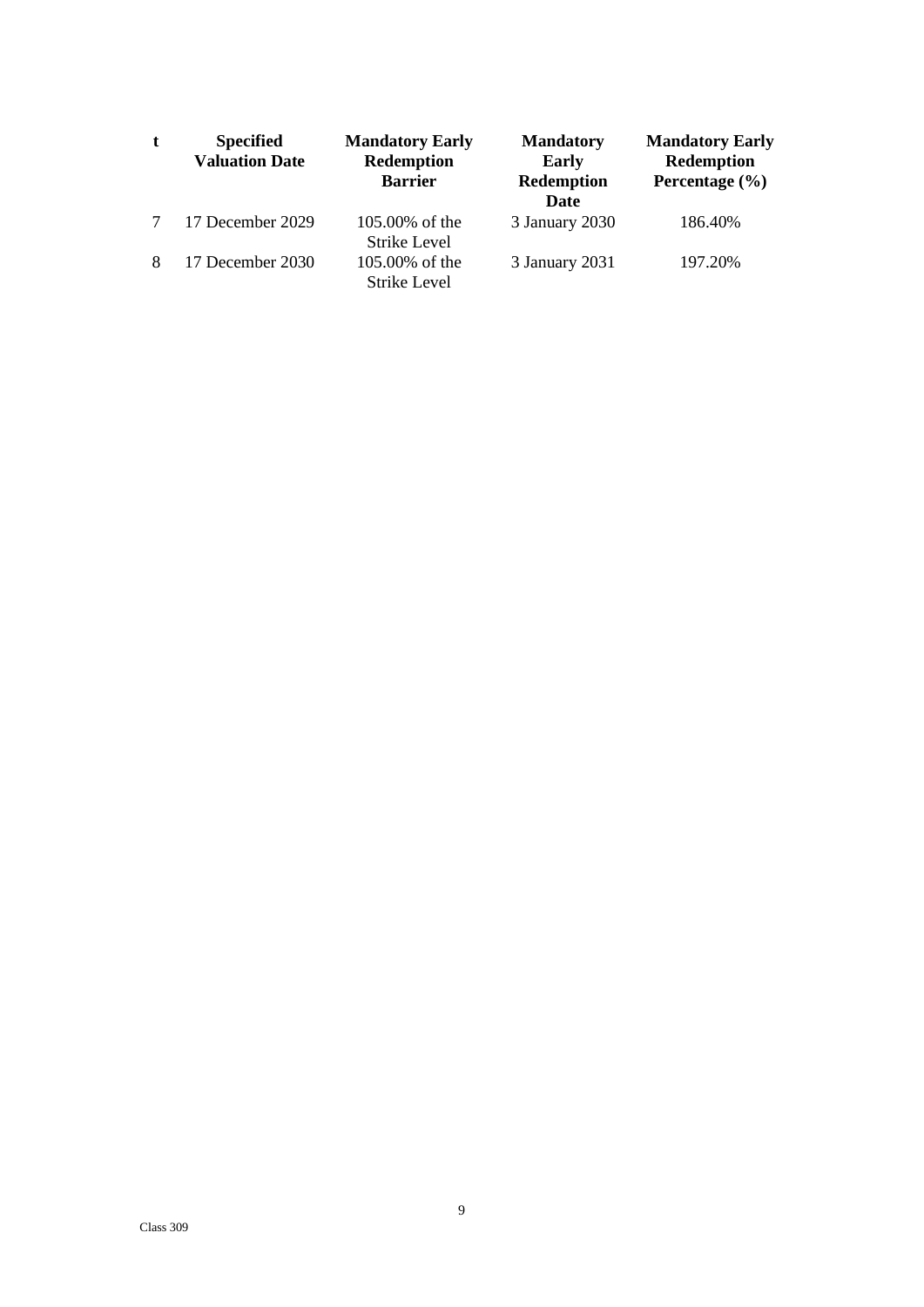| t | Specified Valuation Date | Mandatory Early Redemption Barrier | Mandatory Early Redemption Date | Mandatory Early Redemption Percentage (%) |
|---|---|---|---|---|
| 7 | 17 December 2029 | 105.00% of the Strike Level | 3 January 2030 | 186.40% |
| 8 | 17 December 2030 | 105.00% of the Strike Level | 3 January 2031 | 197.20% |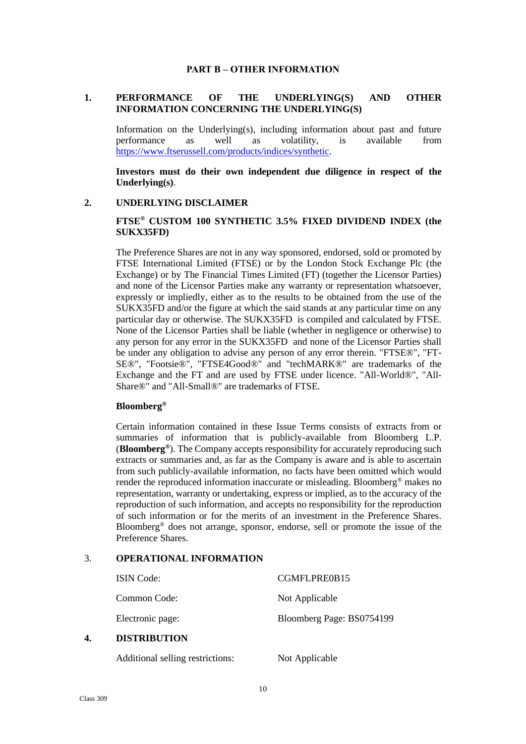# PART B – OTHER INFORMATION

## 1. PERFORMANCE OF THE UNDERLYING(S) AND OTHER INFORMATION CONCERNING THE UNDERLYING(S)

Information on the Underlying(s), including information about past and future performance as well as volatility, is available from https://www.ftserussell.com/products/indices/synthetic.

**Investors must do their own independent due diligence in respect of the Underlying(s)**.

## 2. UNDERLYING DISCLAIMER

**FTSE® CUSTOM 100 SYNTHETIC 3.5% FIXED DIVIDEND INDEX (the SUKX35FD)**

The Preference Shares are not in any way sponsored, endorsed, sold or promoted by FTSE International Limited (FTSE) or by the London Stock Exchange Plc (the Exchange) or by The Financial Times Limited (FT) (together the Licensor Parties) and none of the Licensor Parties make any warranty or representation whatsoever, expressly or impliedly, either as to the results to be obtained from the use of the SUKX35FD and/or the figure at which the said stands at any particular time on any particular day or otherwise. The SUKX35FD is compiled and calculated by FTSE. None of the Licensor Parties shall be liable (whether in negligence or otherwise) to any person for any error in the SUKX35FD and none of the Licensor Parties shall be under any obligation to advise any person of any error therein. "FTSE®", "FT-SE®", "Footsie®", "FTSE4Good®" and "techMARK®" are trademarks of the Exchange and the FT and are used by FTSE under licence. "All-World®", "All-Share®" and "All-Small®" are trademarks of FTSE.

**Bloomberg®**

Certain information contained in these Issue Terms consists of extracts from or summaries of information that is publicly-available from Bloomberg L.P. (**Bloomberg®**). The Company accepts responsibility for accurately reproducing such extracts or summaries and, as far as the Company is aware and is able to ascertain from such publicly-available information, no facts have been omitted which would render the reproduced information inaccurate or misleading. Bloomberg® makes no representation, warranty or undertaking, express or implied, as to the accuracy of the reproduction of such information, and accepts no responsibility for the reproduction of such information or for the merits of an investment in the Preference Shares. Bloomberg® does not arrange, sponsor, endorse, sell or promote the issue of the Preference Shares.

## 3. OPERATIONAL INFORMATION

| | |
|---|---|
| ISIN Code: | CGMFLPRE0B15 |
| Common Code: | Not Applicable |
| Electronic page: | Bloomberg Page: BS0754199 |

## 4. DISTRIBUTION

| | |
|---|---|
| Additional selling restrictions: | Not Applicable |

Class 309